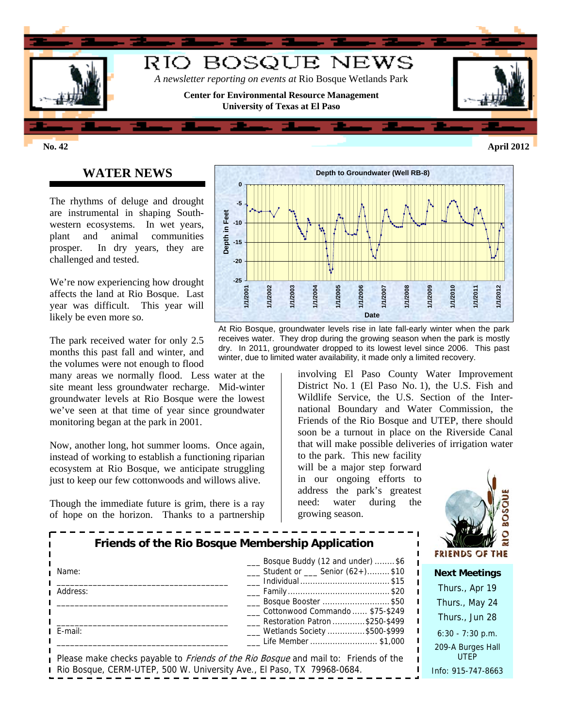# RIO BOSQUE NEWS

*A newsletter reporting on events at* Rio Bosque Wetlands Park

**Center for Environmental Resource Management**
**University of Texas at El Paso**

**No. 42** **April 2012**

## WATER NEWS

The rhythms of deluge and drought are instrumental in shaping Southwestern ecosystems. In wet years, plant and animal communities prosper. In dry years, they are challenged and tested.

We're now experiencing how drought affects the land at Rio Bosque. Last year was difficult. This year will likely be even more so.

The park received water for only 2.5 months this past fall and winter, and the volumes were not enough to flood many areas we normally flood. Less water at the site meant less groundwater recharge. Mid-winter groundwater levels at Rio Bosque were the lowest we've seen at that time of year since groundwater monitoring began at the park in 2001.

Now, another long, hot summer looms. Once again, instead of working to establish a functioning riparian ecosystem at Rio Bosque, we anticipate struggling just to keep our few cottonwoods and willows alive.

Though the immediate future is grim, there is a ray of hope on the horizon. Thanks to a partnership involving El Paso County Water Improvement District No. 1 (El Paso No. 1), the U.S. Fish and Wildlife Service, the U.S. Section of the International Boundary and Water Commission, the Friends of the Rio Bosque and UTEP, there should soon be a turnout in place on the Riverside Canal that will make possible deliveries of irrigation water to the park. This new facility will be a major step forward in our ongoing efforts to address the park's greatest need: water during the growing season.

**Depth to Groundwater (Well RB-8)**

At Rio Bosque, groundwater levels rise in late fall-early winter when the park receives water. They drop during the growing season when the park is mostly dry. In 2011, groundwater dropped to its lowest level since 2006. This past winter, due to limited water availability, it made only a limited recovery.

## Friends of the Rio Bosque Membership Application

Name: ____________________________________

Address: ____________________________________

____________________________________

E-mail: ____________________________________

- ___ Bosque Buddy (12 and under) ........$6
- ___ Student or ___ Senior (62+).........$10
- ___ Individual ..................................$15
- ___ Family ........................................$20
- ___ Bosque Booster ...........................$50
- ___ Cottonwood Commando ...... $75-$249
- ___ Restoration Patron ............$250-$499
- ___ Wetlands Society ...............$500-$999
- ___ Life Member ........................... $1,000

Please make checks payable to *Friends of the Rio Bosque* and mail to: Friends of the Rio Bosque, CERM-UTEP, 500 W. University Ave., El Paso, TX 79968-0684.

FRIENDS OF THE RIO BOSQUE

**Next Meetings**

Thurs., Apr 19
Thurs., May 24
Thurs., Jun 28

6:30 - 7:30 p.m.

209-A Burges Hall
UTEP

Info: 915-747-8663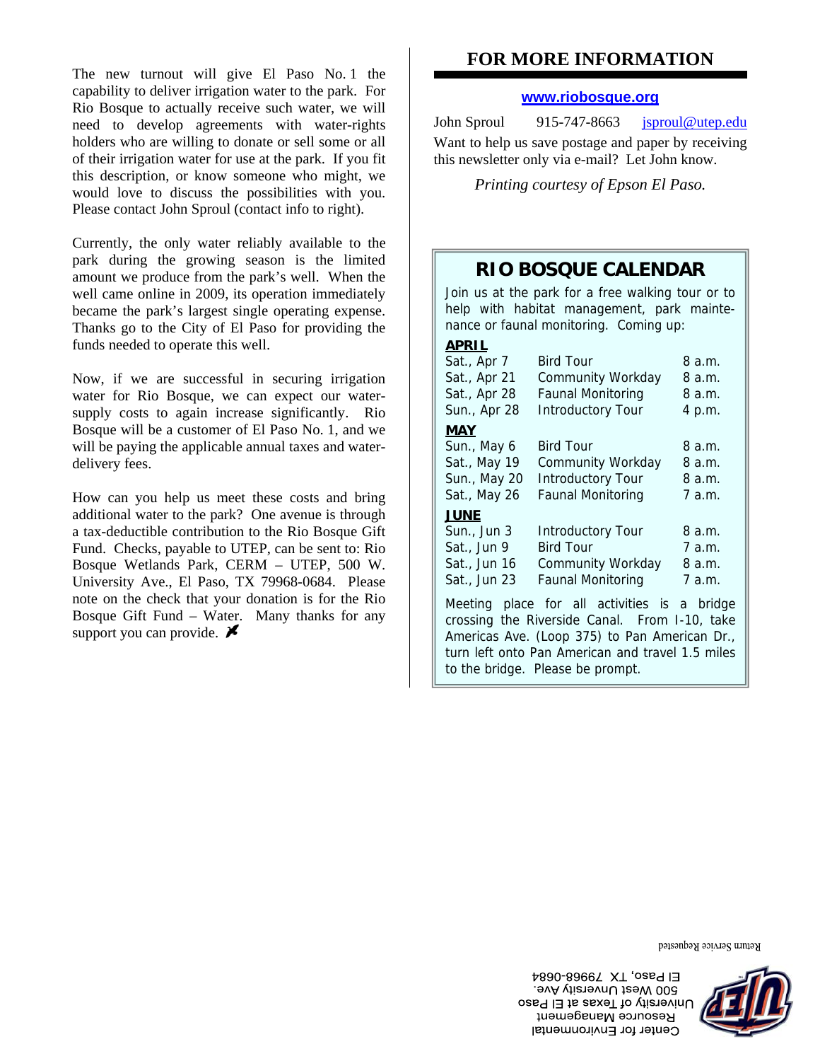The new turnout will give El Paso No. 1 the capability to deliver irrigation water to the park. For Rio Bosque to actually receive such water, we will need to develop agreements with water-rights holders who are willing to donate or sell some or all of their irrigation water for use at the park. If you fit this description, or know someone who might, we would love to discuss the possibilities with you. Please contact John Sproul (contact info to right).

Currently, the only water reliably available to the park during the growing season is the limited amount we produce from the park's well. When the well came online in 2009, its operation immediately became the park's largest single operating expense. Thanks go to the City of El Paso for providing the funds needed to operate this well.

Now, if we are successful in securing irrigation water for Rio Bosque, we can expect our water-supply costs to again increase significantly. Rio Bosque will be a customer of El Paso No. 1, and we will be paying the applicable annual taxes and water-delivery fees.

How can you help us meet these costs and bring additional water to the park? One avenue is through a tax-deductible contribution to the Rio Bosque Gift Fund. Checks, payable to UTEP, can be sent to: Rio Bosque Wetlands Park, CERM – UTEP, 500 W. University Ave., El Paso, TX 79968-0684. Please note on the check that your donation is for the Rio Bosque Gift Fund – Water. Many thanks for any support you can provide.

## FOR MORE INFORMATION

**www.riobosque.org**

John Sproul 915-747-8663 jsproul@utep.edu

Want to help us save postage and paper by receiving this newsletter only via e-mail? Let John know.

*Printing courtesy of Epson El Paso.*

## RIO BOSQUE CALENDAR

Join us at the park for a free walking tour or to help with habitat management, park maintenance or faunal monitoring. Coming up:

| | | |
|---|---|---|
| **APRIL** | | |
| Sat., Apr 7 | Bird Tour | 8 a.m. |
| Sat., Apr 21 | Community Workday | 8 a.m. |
| Sat., Apr 28 | Faunal Monitoring | 8 a.m. |
| Sun., Apr 28 | Introductory Tour | 4 p.m. |
| **MAY** | | |
| Sun., May 6 | Bird Tour | 8 a.m. |
| Sat., May 19 | Community Workday | 8 a.m. |
| Sun., May 20 | Introductory Tour | 8 a.m. |
| Sat., May 26 | Faunal Monitoring | 7 a.m. |
| **JUNE** | | |
| Sun., Jun 3 | Introductory Tour | 8 a.m. |
| Sat., Jun 9 | Bird Tour | 7 a.m. |
| Sat., Jun 16 | Community Workday | 8 a.m. |
| Sat., Jun 23 | Faunal Monitoring | 7 a.m. |

Meeting place for all activities is a bridge crossing the Riverside Canal. From I-10, take Americas Ave. (Loop 375) to Pan American Dr., turn left onto Pan American and travel 1.5 miles to the bridge. Please be prompt.

Return Service Requested

Center for Environmental
Resource Management
University of Texas at El Paso
500 West University Ave.
El Paso, TX 79968-0684